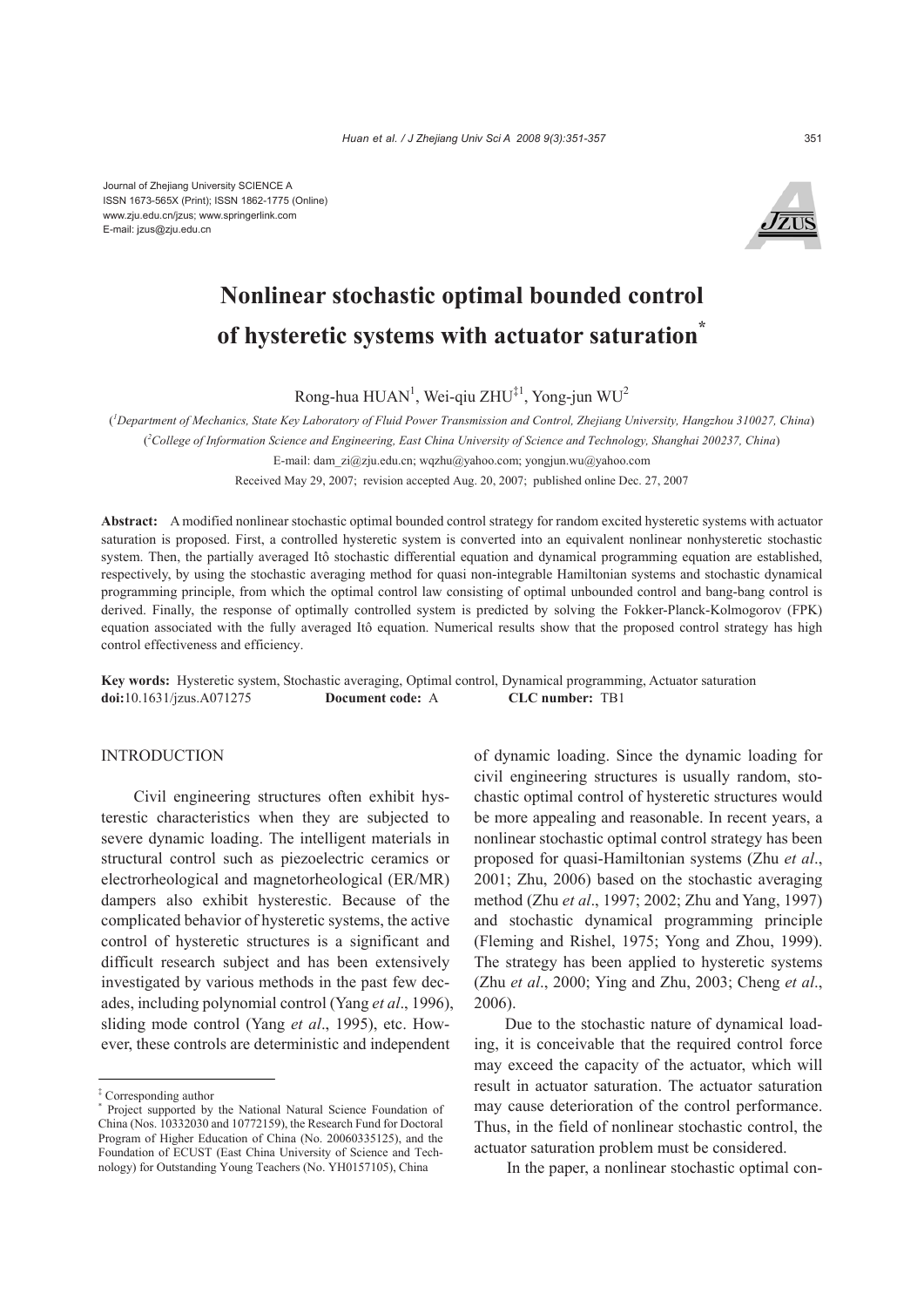Journal of Zhejiang University SCIENCE A
ISSN 1673-565X (Print); ISSN 1862-1775 (Online)
www.zju.edu.cn/jzus; www.springerlink.com
E-mail: jzus@zju.edu.cn

# Nonlinear stochastic optimal bounded control of hysteretic systems with actuator saturation*

Rong-hua HUAN[1], Wei-qiu ZHU[‡1], Yong-jun WU[2]

([1]*Department of Mechanics, State Key Laboratory of Fluid Power Transmission and Control, Zhejiang University, Hangzhou 310027, China*)

([2]*College of Information Science and Engineering, East China University of Science and Technology, Shanghai 200237, China*)

E-mail: dam_zi@zju.edu.cn; wqzhu@yahoo.com; yongjun.wu@yahoo.com

Received May 29, 2007; revision accepted Aug. 20, 2007; published online Dec. 27, 2007

**Abstract:** A modified nonlinear stochastic optimal bounded control strategy for random excited hysteretic systems with actuator saturation is proposed. First, a controlled hysteretic system is converted into an equivalent nonlinear nonhysteretic stochastic system. Then, the partially averaged Itô stochastic differential equation and dynamical programming equation are established, respectively, by using the stochastic averaging method for quasi non-integrable Hamiltonian systems and stochastic dynamical programming principle, from which the optimal control law consisting of optimal unbounded control and bang-bang control is derived. Finally, the response of optimally controlled system is predicted by solving the Fokker-Planck-Kolmogorov (FPK) equation associated with the fully averaged Itô equation. Numerical results show that the proposed control strategy has high control effectiveness and efficiency.

**Key words:** Hysteretic system, Stochastic averaging, Optimal control, Dynamical programming, Actuator saturation
**doi:**10.1631/jzus.A071275 **Document code:** A **CLC number:** TB1

## INTRODUCTION

Civil engineering structures often exhibit hysterestic characteristics when they are subjected to severe dynamic loading. The intelligent materials in structural control such as piezoelectric ceramics or electrorheological and magnetorheological (ER/MR) dampers also exhibit hysterestic. Because of the complicated behavior of hysteretic systems, the active control of hysteretic structures is a significant and difficult research subject and has been extensively investigated by various methods in the past few decades, including polynomial control (Yang *et al*., 1996), sliding mode control (Yang *et al*., 1995), etc. However, these controls are deterministic and independent of dynamic loading. Since the dynamic loading for civil engineering structures is usually random, stochastic optimal control of hysteretic structures would be more appealing and reasonable. In recent years, a nonlinear stochastic optimal control strategy has been proposed for quasi-Hamiltonian systems (Zhu *et al*., 2001; Zhu, 2006) based on the stochastic averaging method (Zhu *et al*., 1997; 2002; Zhu and Yang, 1997) and stochastic dynamical programming principle (Fleming and Rishel, 1975; Yong and Zhou, 1999). The strategy has been applied to hysteretic systems (Zhu *et al*., 2000; Ying and Zhu, 2003; Cheng *et al*., 2006).

Due to the stochastic nature of dynamical loading, it is conceivable that the required control force may exceed the capacity of the actuator, which will result in actuator saturation. The actuator saturation may cause deterioration of the control performance. Thus, in the field of nonlinear stochastic control, the actuator saturation problem must be considered.

In the paper, a nonlinear stochastic optimal con-

‡ Corresponding author
\* Project supported by the National Natural Science Foundation of China (Nos. 10332030 and 10772159), the Research Fund for Doctoral Program of Higher Education of China (No. 20060335125), and the Foundation of ECUST (East China University of Science and Technology) for Outstanding Young Teachers (No. YH0157105), China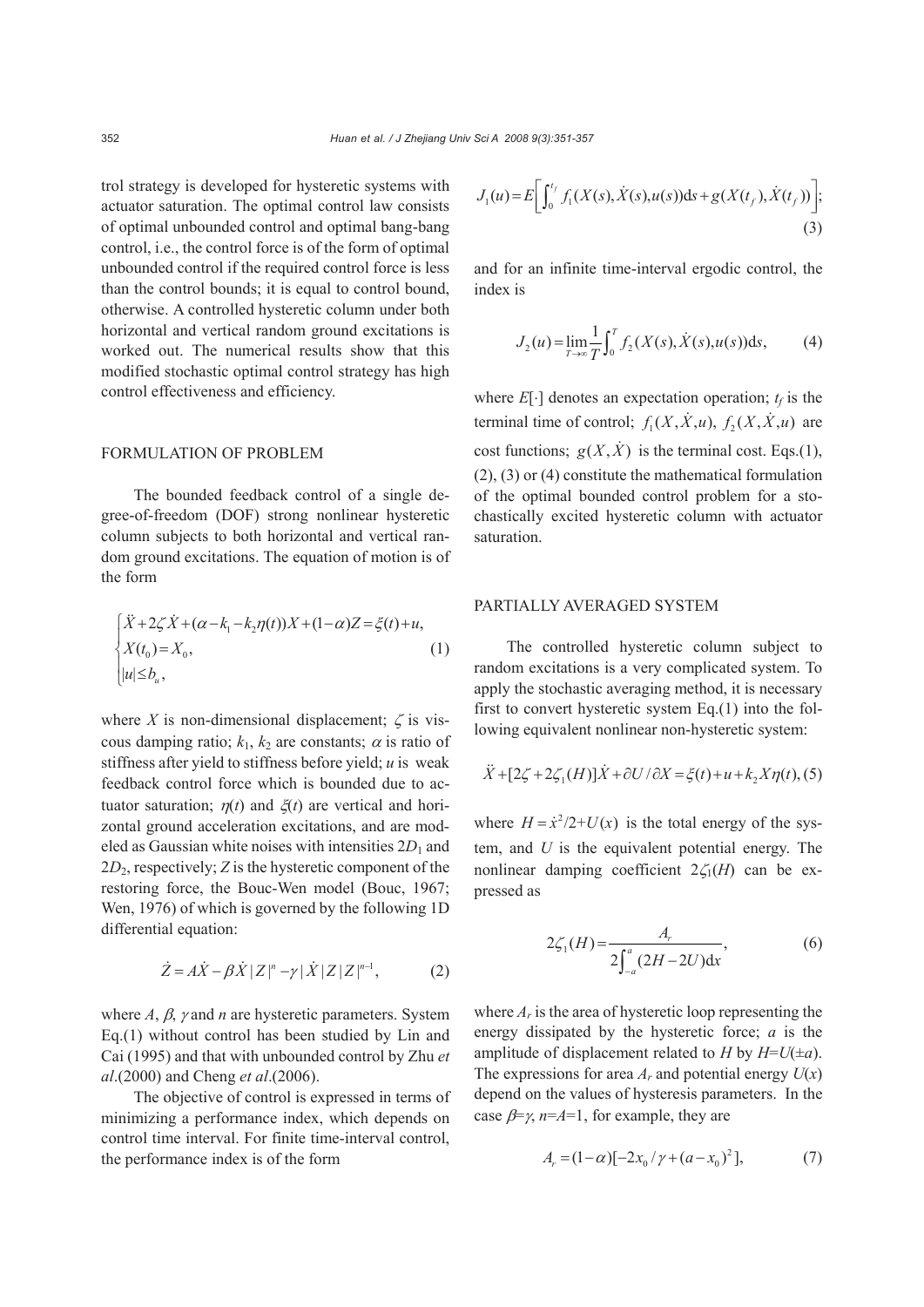trol strategy is developed for hysteretic systems with actuator saturation. The optimal control law consists of optimal unbounded control and optimal bang-bang control, i.e., the control force is of the form of optimal unbounded control if the required control force is less than the control bounds; it is equal to control bound, otherwise. A controlled hysteretic column under both horizontal and vertical random ground excitations is worked out. The numerical results show that this modified stochastic optimal control strategy has high control effectiveness and efficiency.

## FORMULATION OF PROBLEM

The bounded feedback control of a single degree-of-freedom (DOF) strong nonlinear hysteretic column subjects to both horizontal and vertical random ground excitations. The equation of motion is of the form

$$
\begin{cases}
\ddot{X} + 2\zeta\dot{X} + (\alpha - k_1 - k_2\eta(t))X + (1-\alpha)Z = \xi(t) + u, \\
X(t_0) = X_0, \\
|u| \le b_u,
\end{cases}
\tag{1}
$$

where $X$ is non-dimensional displacement; $\zeta$ is viscous damping ratio; $k_1$, $k_2$ are constants; $\alpha$ is ratio of stiffness after yield to stiffness before yield; $u$ is weak feedback control force which is bounded due to actuator saturation; $\eta(t)$ and $\xi(t)$ are vertical and horizontal ground acceleration excitations, and are modeled as Gaussian white noises with intensities $2D_1$ and $2D_2$, respectively; $Z$ is the hysteretic component of the restoring force, the Bouc-Wen model (Bouc, 1967; Wen, 1976) of which is governed by the following 1D differential equation:

$$
\dot{Z} = A\dot{X} - \beta\dot{X}|Z|^n - \gamma|\dot{X}|Z|Z|^{n-1},
\tag{2}
$$

where $A$, $\beta$, $\gamma$ and $n$ are hysteretic parameters. System Eq.(1) without control has been studied by Lin and Cai (1995) and that with unbounded control by Zhu *et al*.(2000) and Cheng *et al*.(2006).

The objective of control is expressed in terms of minimizing a performance index, which depends on control time interval. For finite time-interval control, the performance index is of the form

$$
J_1(u) = E\left[\int_0^{t_f} f_1(X(s), \dot{X}(s), u(s))\mathrm{d}s + g(X(t_f), \dot{X}(t_f))\right];
\tag{3}
$$

and for an infinite time-interval ergodic control, the index is

$$
J_2(u) = \lim_{T\to\infty}\frac{1}{T}\int_0^T f_2(X(s), \dot{X}(s), u(s))\mathrm{d}s,
\tag{4}
$$

where $E[\cdot]$ denotes an expectation operation; $t_f$ is the terminal time of control; $f_1(X, \dot{X}, u)$, $f_2(X, \dot{X}, u)$ are cost functions; $g(X, \dot{X})$ is the terminal cost. Eqs.(1), (2), (3) or (4) constitute the mathematical formulation of the optimal bounded control problem for a stochastically excited hysteretic column with actuator saturation.

## PARTIALLY AVERAGED SYSTEM

The controlled hysteretic column subject to random excitations is a very complicated system. To apply the stochastic averaging method, it is necessary first to convert hysteretic system Eq.(1) into the following equivalent nonlinear non-hysteretic system:

$$
\ddot{X} + [2\zeta + 2\zeta_1(H)]\dot{X} + \partial U/\partial X = \xi(t) + u + k_2X\eta(t),
\tag{5}
$$

where $H = \dot{x}^2/2 + U(x)$ is the total energy of the system, and $U$ is the equivalent potential energy. The nonlinear damping coefficient $2\zeta_1(H)$ can be expressed as

$$
2\zeta_1(H) = \frac{A_r}{2\int_{-a}^{a}(2H - 2U)\mathrm{d}x},
\tag{6}
$$

where $A_r$ is the area of hysteretic loop representing the energy dissipated by the hysteretic force; $a$ is the amplitude of displacement related to $H$ by $H=U(\pm a)$. The expressions for area $A_r$ and potential energy $U(x)$ depend on the values of hysteresis parameters. In the case $\beta=\gamma$, $n=A=1$, for example, they are

$$
A_r = (1-\alpha)[-2x_0/\gamma + (a - x_0)^2],
\tag{7}
$$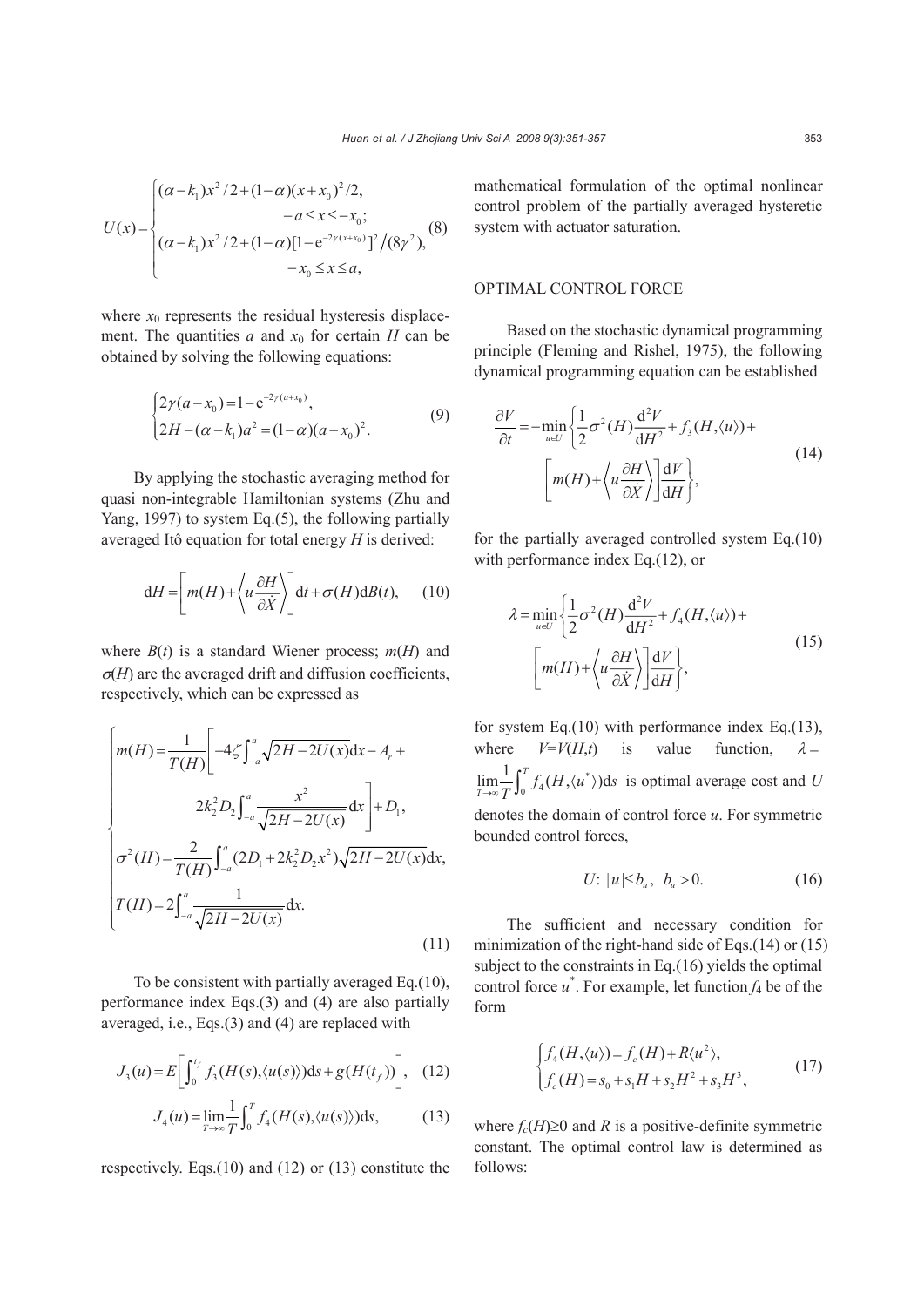$$
U(x)=\begin{cases}(\alpha-k_1)x^2/2+(1-\alpha)(x+x_0)^2/2, \\ \qquad\qquad -a\le x\le -x_0; \\ (\alpha-k_1)x^2/2+(1-\alpha)[1-\mathrm{e}^{-2\gamma(x+x_0)}]^2\big/(8\gamma^2), \\ \qquad\qquad -x_0\le x\le a,\end{cases} \tag{8}
$$

where $x_0$ represents the residual hysteresis displacement. The quantities $a$ and $x_0$ for certain $H$ can be obtained by solving the following equations:

$$
\begin{cases}2\gamma(a-x_0)=1-\mathrm{e}^{-2\gamma(a+x_0)}, \\ 2H-(\alpha-k_1)a^2=(1-\alpha)(a-x_0)^2.\end{cases} \tag{9}
$$

By applying the stochastic averaging method for quasi non-integrable Hamiltonian systems (Zhu and Yang, 1997) to system Eq.(5), the following partially averaged Itô equation for total energy $H$ is derived:

$$
\mathrm{d}H=\left[m(H)+\left\langle u\frac{\partial H}{\partial \dot{X}}\right\rangle\right]\mathrm{d}t+\sigma(H)\mathrm{d}B(t), \tag{10}
$$

where $B(t)$ is a standard Wiener process; $m(H)$ and $\sigma(H)$ are the averaged drift and diffusion coefficients, respectively, which can be expressed as

$$
\begin{cases}m(H)=\dfrac{1}{T(H)}\left[-4\zeta\displaystyle\int_{-a}^{a}\sqrt{2H-2U(x)}\mathrm{d}x-A_r+\right. \\ \qquad\qquad \left. 2k_2^2D_2\displaystyle\int_{-a}^{a}\frac{x^2}{\sqrt{2H-2U(x)}}\mathrm{d}x\right]+D_1, \\ \sigma^2(H)=\dfrac{2}{T(H)}\displaystyle\int_{-a}^{a}(2D_1+2k_2^2D_2x^2)\sqrt{2H-2U(x)}\mathrm{d}x, \\ T(H)=2\displaystyle\int_{-a}^{a}\frac{1}{\sqrt{2H-2U(x)}}\mathrm{d}x.\end{cases} \tag{11}
$$

To be consistent with partially averaged Eq.(10), performance index Eqs.(3) and (4) are also partially averaged, i.e., Eqs.(3) and (4) are replaced with

$$
J_3(u)=E\left[\int_0^{t_f}f_3(H(s),\langle u(s)\rangle)\mathrm{d}s+g(H(t_f))\right], \tag{12}
$$

$$
J_4(u)=\lim_{T\to\infty}\frac{1}{T}\int_0^{T}f_4(H(s),\langle u(s)\rangle)\mathrm{d}s, \tag{13}
$$

respectively. Eqs.(10) and (12) or (13) constitute the mathematical formulation of the optimal nonlinear control problem of the partially averaged hysteretic system with actuator saturation.

## OPTIMAL CONTROL FORCE

Based on the stochastic dynamical programming principle (Fleming and Rishel, 1975), the following dynamical programming equation can be established

$$
\frac{\partial V}{\partial t}=-\min_{u\in U}\left\{\frac{1}{2}\sigma^2(H)\frac{\mathrm{d}^2V}{\mathrm{d}H^2}+f_3(H,\langle u\rangle)+\left[m(H)+\left\langle u\frac{\partial H}{\partial \dot{X}}\right\rangle\right]\frac{\mathrm{d}V}{\mathrm{d}H}\right\}, \tag{14}
$$

for the partially averaged controlled system Eq.(10) with performance index Eq.(12), or

$$
\lambda=\min_{u\in U}\left\{\frac{1}{2}\sigma^2(H)\frac{\mathrm{d}^2V}{\mathrm{d}H^2}+f_4(H,\langle u\rangle)+\left[m(H)+\left\langle u\frac{\partial H}{\partial \dot{X}}\right\rangle\right]\frac{\mathrm{d}V}{\mathrm{d}H}\right\}, \tag{15}
$$

for system Eq.(10) with performance index Eq.(13), where $V=V(H,t)$ is value function, $\lambda=\lim_{T\to\infty}\frac{1}{T}\int_0^{T}f_4(H,\langle u^*\rangle)\mathrm{d}s$ is optimal average cost and $U$ denotes the domain of control force $u$. For symmetric bounded control forces,

$$
U\text{: } |u|\le b_u,\ \ b_u>0. \tag{16}
$$

The sufficient and necessary condition for minimization of the right-hand side of Eqs.(14) or (15) subject to the constraints in Eq.(16) yields the optimal control force $u^*$. For example, let function $f_4$ be of the form

$$
\begin{cases}f_4(H,\langle u\rangle)=f_c(H)+R\langle u^2\rangle, \\ f_c(H)=s_0+s_1H+s_2H^2+s_3H^3,\end{cases} \tag{17}
$$

where $f_c(H)\ge 0$ and $R$ is a positive-definite symmetric constant. The optimal control law is determined as follows: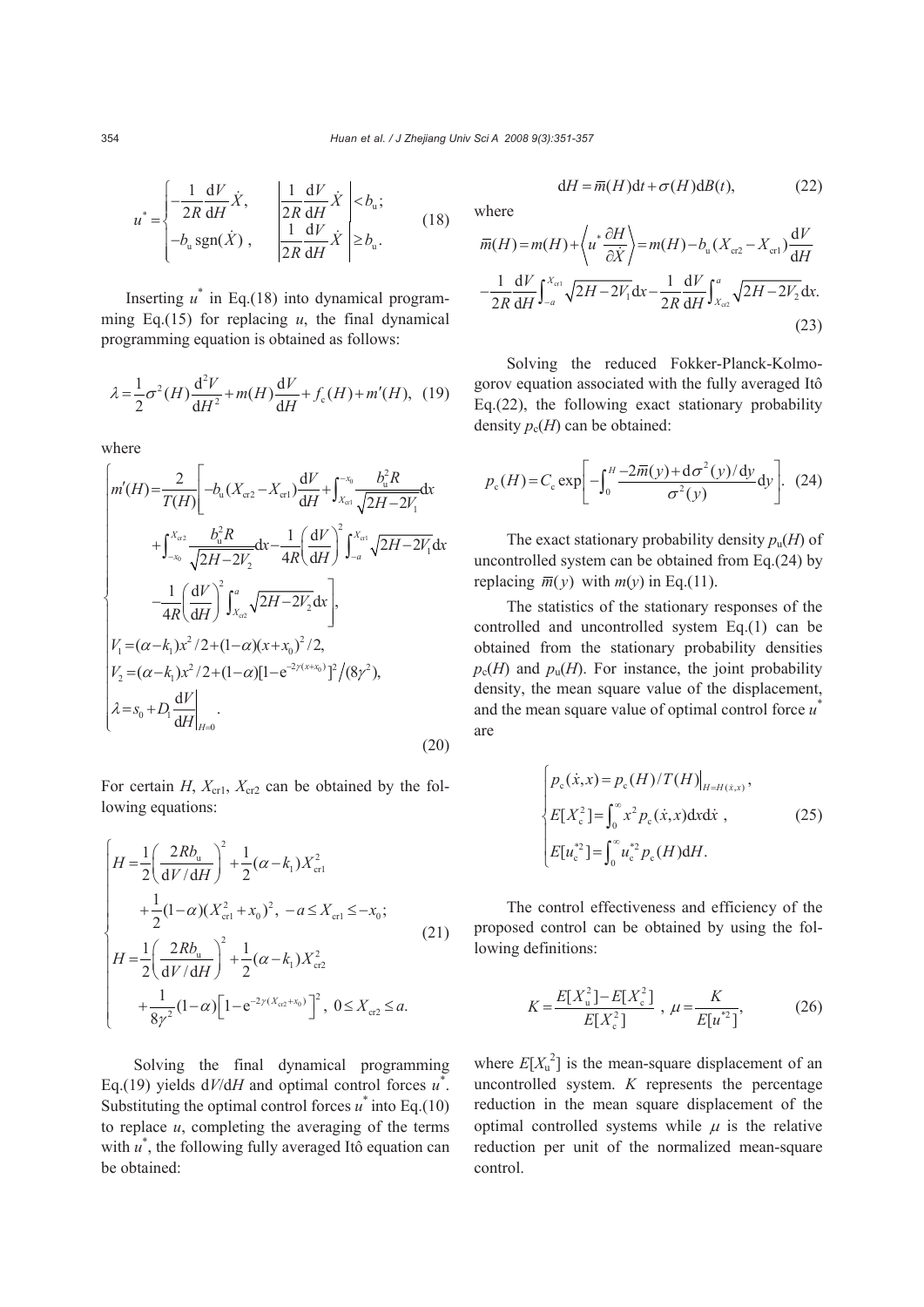$$u^* = \begin{cases} -\dfrac{1}{2R}\dfrac{\mathrm{d}V}{\mathrm{d}H}\dot{X}, & \left|\dfrac{1}{2R}\dfrac{\mathrm{d}V}{\mathrm{d}H}\dot{X}\right| < b_{\mathrm{u}}; \\ -b_{\mathrm{u}}\,\mathrm{sgn}(\dot{X}), & \left|\dfrac{1}{2R}\dfrac{\mathrm{d}V}{\mathrm{d}H}\dot{X}\right| \geq b_{\mathrm{u}}. \end{cases} \tag{18}$$

Inserting $u^*$ in Eq.(18) into dynamical programming Eq.(15) for replacing $u$, the final dynamical programming equation is obtained as follows:

$$\lambda = \frac{1}{2}\sigma^2(H)\frac{\mathrm{d}^2 V}{\mathrm{d}H^2} + m(H)\frac{\mathrm{d}V}{\mathrm{d}H} + f_{\mathrm{c}}(H) + m'(H), \tag{19}$$

where

$$\begin{cases} m'(H) = \dfrac{2}{T(H)}\left[ -b_{\mathrm{u}}(X_{\mathrm{cr2}} - X_{\mathrm{cr1}})\dfrac{\mathrm{d}V}{\mathrm{d}H} + \displaystyle\int_{X_{\mathrm{cr1}}}^{-x_0} \dfrac{b_{\mathrm{u}}^2 R}{\sqrt{2H-2V_1}}\mathrm{d}x \right. \\ \quad + \displaystyle\int_{-x_0}^{X_{\mathrm{cr2}}} \dfrac{b_{\mathrm{u}}^2 R}{\sqrt{2H-2V_2}}\mathrm{d}x - \dfrac{1}{4R}\left(\dfrac{\mathrm{d}V}{\mathrm{d}H}\right)^2 \displaystyle\int_{-a}^{X_{\mathrm{cr1}}} \sqrt{2H-2V_1}\,\mathrm{d}x \\ \quad \left. - \dfrac{1}{4R}\left(\dfrac{\mathrm{d}V}{\mathrm{d}H}\right)^2 \displaystyle\int_{X_{\mathrm{cr2}}}^{a} \sqrt{2H-2V_2}\,\mathrm{d}x \right], \\ V_1 = (\alpha - k_1)x^2/2 + (1-\alpha)(x+x_0)^2/2, \\ V_2 = (\alpha - k_1)x^2/2 + (1-\alpha)[1-\mathrm{e}^{-2\gamma(x+x_0)}]^2/(8\gamma^2), \\ \lambda = s_0 + D_1 \left.\dfrac{\mathrm{d}V}{\mathrm{d}H}\right|_{H=0}. \end{cases} \tag{20}$$

For certain $H$, $X_{\mathrm{cr1}}$, $X_{\mathrm{cr2}}$ can be obtained by the following equations:

$$\begin{cases} H = \dfrac{1}{2}\left(\dfrac{2Rb_{\mathrm{u}}}{\mathrm{d}V/\mathrm{d}H}\right)^2 + \dfrac{1}{2}(\alpha - k_1)X_{\mathrm{cr1}}^2 \\ \quad + \dfrac{1}{2}(1-\alpha)(X_{\mathrm{cr1}}^2 + x_0)^2, \; -a \leq X_{\mathrm{cr1}} \leq -x_0; \\ H = \dfrac{1}{2}\left(\dfrac{2Rb_{\mathrm{u}}}{\mathrm{d}V/\mathrm{d}H}\right)^2 + \dfrac{1}{2}(\alpha - k_1)X_{\mathrm{cr2}}^2 \\ \quad + \dfrac{1}{8\gamma^2}(1-\alpha)\left[1-\mathrm{e}^{-2\gamma(X_{\mathrm{cr2}}+x_0)}\right]^2, \; 0 \leq X_{\mathrm{cr2}} \leq a. \end{cases} \tag{21}$$

Solving the final dynamical programming Eq.(19) yields $\mathrm{d}V/\mathrm{d}H$ and optimal control forces $u^*$. Substituting the optimal control forces $u^*$ into Eq.(10) to replace $u$, completing the averaging of the terms with $u^*$, the following fully averaged Itô equation can be obtained:

$$\mathrm{d}H = \bar{m}(H)\mathrm{d}t + \sigma(H)\mathrm{d}B(t), \tag{22}$$

where

$$\bar{m}(H) = m(H) + \left\langle u^* \frac{\partial H}{\partial \dot{X}} \right\rangle = m(H) - b_{\mathrm{u}}(X_{\mathrm{cr2}} - X_{\mathrm{cr1}})\frac{\mathrm{d}V}{\mathrm{d}H}$$
$$- \frac{1}{2R}\frac{\mathrm{d}V}{\mathrm{d}H}\int_{-a}^{X_{\mathrm{cr1}}} \sqrt{2H-2V_1}\,\mathrm{d}x - \frac{1}{2R}\frac{\mathrm{d}V}{\mathrm{d}H}\int_{X_{\mathrm{cr2}}}^{a} \sqrt{2H-2V_2}\,\mathrm{d}x. \tag{23}$$

Solving the reduced Fokker-Planck-Kolmogorov equation associated with the fully averaged Itô Eq.(22), the following exact stationary probability density $p_{\mathrm{c}}(H)$ can be obtained:

$$p_{\mathrm{c}}(H) = C_{\mathrm{c}} \exp\left[ -\int_0^H \frac{-2\bar{m}(y) + \mathrm{d}\sigma^2(y)/\mathrm{d}y}{\sigma^2(y)}\mathrm{d}y \right]. \tag{24}$$

The exact stationary probability density $p_{\mathrm{u}}(H)$ of uncontrolled system can be obtained from Eq.(24) by replacing $\bar{m}(y)$ with $m(y)$ in Eq.(11).

The statistics of the stationary responses of the controlled and uncontrolled system Eq.(1) can be obtained from the stationary probability densities $p_{\mathrm{c}}(H)$ and $p_{\mathrm{u}}(H)$. For instance, the joint probability density, the mean square value of the displacement, and the mean square value of optimal control force $u^*$ are

$$\begin{cases} p_{\mathrm{c}}(\dot{x}, x) = p_{\mathrm{c}}(H)/T(H)\big|_{H=H(\dot{x},x)}, \\ E[X_{\mathrm{c}}^2] = \displaystyle\int_0^\infty x^2 p_{\mathrm{c}}(\dot{x}, x)\mathrm{d}x\mathrm{d}\dot{x}, \\ E[u_{\mathrm{c}}^{*2}] = \displaystyle\int_0^\infty u_{\mathrm{c}}^{*2} p_{\mathrm{c}}(H)\mathrm{d}H. \end{cases} \tag{25}$$

The control effectiveness and efficiency of the proposed control can be obtained by using the following definitions:

$$K = \frac{E[X_{\mathrm{u}}^2] - E[X_{\mathrm{c}}^2]}{E[X_{\mathrm{c}}^2]}, \; \mu = \frac{K}{E[u^{*2}]}, \tag{26}$$

where $E[X_{\mathrm{u}}^2]$ is the mean-square displacement of an uncontrolled system. $K$ represents the percentage reduction in the mean square displacement of the optimal controlled systems while $\mu$ is the relative reduction per unit of the normalized mean-square control.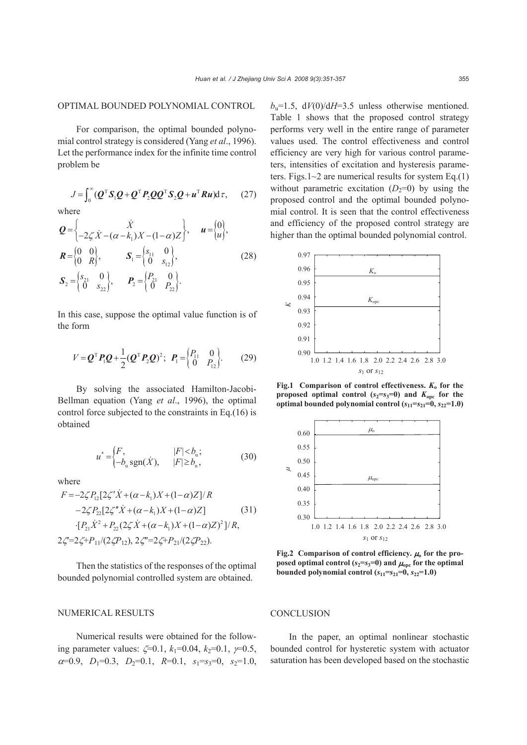## OPTIMAL BOUNDED POLYNOMIAL CONTROL

For comparison, the optimal bounded polynomial control strategy is considered (Yang *et al*., 1996). Let the performance index for the infinite time control problem be

$$J = \int_0^\infty (\boldsymbol{Q}^{\mathrm{T}}\boldsymbol{S}_1\boldsymbol{Q} + \boldsymbol{Q}^{\mathrm{T}}\boldsymbol{P}_2\boldsymbol{Q}\boldsymbol{Q}^{\mathrm{T}}\boldsymbol{S}_2\boldsymbol{Q} + \boldsymbol{u}^{\mathrm{T}}\boldsymbol{R}\boldsymbol{u})\mathrm{d}\tau, \quad (27)$$

where

$$\boldsymbol{Q} = \begin{Bmatrix} \dot{X} \\ -2\zeta\dot{X} - (\alpha - k_1)X - (1-\alpha)Z \end{Bmatrix}, \quad \boldsymbol{u} = \begin{Bmatrix} 0 \\ u \end{Bmatrix},$$
$$\boldsymbol{R} = \begin{Bmatrix} 0 & 0 \\ 0 & R \end{Bmatrix}, \quad \boldsymbol{S}_1 = \begin{Bmatrix} s_{11} & 0 \\ 0 & s_{12} \end{Bmatrix}, \quad (28)$$
$$\boldsymbol{S}_2 = \begin{Bmatrix} s_{21} & 0 \\ 0 & s_{22} \end{Bmatrix}, \quad \boldsymbol{P}_2 = \begin{Bmatrix} P_{21} & 0 \\ 0 & P_{22} \end{Bmatrix}.$$

In this case, suppose the optimal value function is of the form

$$V = \boldsymbol{Q}^{\mathrm{T}}\boldsymbol{P}_1\boldsymbol{Q} + \frac{1}{2}(\boldsymbol{Q}^{\mathrm{T}}\boldsymbol{P}_2\boldsymbol{Q})^2; \quad \boldsymbol{P}_1 = \begin{Bmatrix} P_{11} & 0 \\ 0 & P_{12} \end{Bmatrix}. \quad (29)$$

By solving the associated Hamilton-Jacobi-Bellman equation (Yang *et al*., 1996), the optimal control force subjected to the constraints in Eq.(16) is obtained

$$u^* = \begin{cases} F, & |F| < b_{\mathrm{u}}; \\ -b_{\mathrm{u}}\,\mathrm{sgn}(\dot{X}), & |F| \ge b_{\mathrm{u}}, \end{cases} \quad (30)$$

where

$$\begin{aligned} F = & -2\zeta P_{12}[2\zeta'\dot{X} + (\alpha - k_1)X + (1-\alpha)Z]/R \\ & -2\zeta P_{22}[2\zeta''\dot{X} + (\alpha - k_1)X + (1-\alpha)Z] \\ & \cdot [P_{21}\dot{X}^2 + P_{22}(2\zeta\dot{X} + (\alpha - k_1)X + (1-\alpha)Z)^2]/R, \end{aligned} \quad (31)$$

$2\zeta' = 2\zeta + P_{11}/(2\zeta P_{12})$, $2\zeta'' = 2\zeta + P_{21}/(2\zeta P_{22})$.

Then the statistics of the responses of the optimal bounded polynomial controlled system are obtained.

## NUMERICAL RESULTS

Numerical results were obtained for the following parameter values: $\zeta=0.1$, $k_1=0.04$, $k_2=0.1$, $\gamma=0.5$, $\alpha=0.9$, $D_1=0.3$, $D_2=0.1$, $R=0.1$, $s_1=s_3=0$, $s_2=1.0$, $b_{\mathrm{u}}=1.5$, $\mathrm{d}V(0)/\mathrm{d}H=3.5$ unless otherwise mentioned. Table 1 shows that the proposed control strategy performs very well in the entire range of parameter values used. The control effectiveness and control efficiency are very high for various control parameters, intensities of excitation and hysteresis parameters. Figs.1~2 are numerical results for system Eq.(1) without parametric excitation ($D_2=0$) by using the proposed control and the optimal bounded polynomial control. It is seen that the control effectiveness and efficiency of the proposed control strategy are higher than the optimal bounded polynomial control.

**Fig.1 Comparison of control effectiveness. $K_{\mathrm{o}}$ for the proposed optimal control ($s_2=s_3=0$) and $K_{\mathrm{opc}}$ for the optimal bounded polynomial control ($s_{11}=s_{21}=0$, $s_{22}=1.0$)**

**Fig.2 Comparison of control efficiency. $\mu_{\mathrm{o}}$ for the proposed optimal control ($s_2=s_3=0$) and $\mu_{\mathrm{opc}}$ for the optimal bounded polynomial control ($s_{11}=s_{21}=0$, $s_{22}=1.0$)**

## CONCLUSION

In the paper, an optimal nonlinear stochastic bounded control for hysteretic system with actuator saturation has been developed based on the stochastic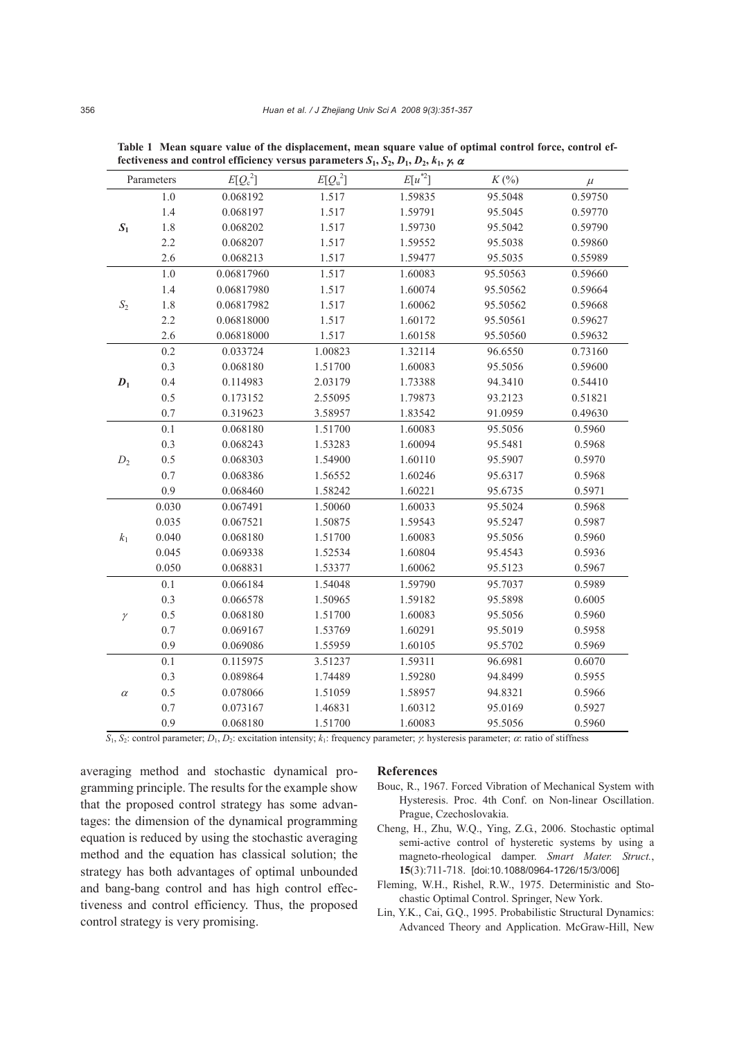**Table 1 Mean square value of the displacement, mean square value of optimal control force, control effectiveness and control efficiency versus parameters $S_1$, $S_2$, $D_1$, $D_2$, $k_1$, $\gamma$, $\alpha$**

| Parameters | | $E[Q_c^2]$ | $E[Q_u^2]$ | $E[u^{*2}]$ | $K$ (%) | $\mu$ |
|---|---|---|---|---|---|---|
| $S_1$ | 1.0 | 0.068192 | 1.517 | 1.59835 | 95.5048 | 0.59750 |
| | 1.4 | 0.068197 | 1.517 | 1.59791 | 95.5045 | 0.59770 |
| | 1.8 | 0.068202 | 1.517 | 1.59730 | 95.5042 | 0.59790 |
| | 2.2 | 0.068207 | 1.517 | 1.59552 | 95.5038 | 0.59860 |
| | 2.6 | 0.068213 | 1.517 | 1.59477 | 95.5035 | 0.55989 |
| $S_2$ | 1.0 | 0.06817960 | 1.517 | 1.60083 | 95.50563 | 0.59660 |
| | 1.4 | 0.06817980 | 1.517 | 1.60074 | 95.50562 | 0.59664 |
| | 1.8 | 0.06817982 | 1.517 | 1.60062 | 95.50562 | 0.59668 |
| | 2.2 | 0.06818000 | 1.517 | 1.60172 | 95.50561 | 0.59627 |
| | 2.6 | 0.06818000 | 1.517 | 1.60158 | 95.50560 | 0.59632 |
| $D_1$ | 0.2 | 0.033724 | 1.00823 | 1.32114 | 96.6550 | 0.73160 |
| | 0.3 | 0.068180 | 1.51700 | 1.60083 | 95.5056 | 0.59600 |
| | 0.4 | 0.114983 | 2.03179 | 1.73388 | 94.3410 | 0.54410 |
| | 0.5 | 0.173152 | 2.55095 | 1.79873 | 93.2123 | 0.51821 |
| | 0.7 | 0.319623 | 3.58957 | 1.83542 | 91.0959 | 0.49630 |
| $D_2$ | 0.1 | 0.068180 | 1.51700 | 1.60083 | 95.5056 | 0.5960 |
| | 0.3 | 0.068243 | 1.53283 | 1.60094 | 95.5481 | 0.5968 |
| | 0.5 | 0.068303 | 1.54900 | 1.60110 | 95.5907 | 0.5970 |
| | 0.7 | 0.068386 | 1.56552 | 1.60246 | 95.6317 | 0.5968 |
| | 0.9 | 0.068460 | 1.58242 | 1.60221 | 95.6735 | 0.5971 |
| $k_1$ | 0.030 | 0.067491 | 1.50060 | 1.60033 | 95.5024 | 0.5968 |
| | 0.035 | 0.067521 | 1.50875 | 1.59543 | 95.5247 | 0.5987 |
| | 0.040 | 0.068180 | 1.51700 | 1.60083 | 95.5056 | 0.5960 |
| | 0.045 | 0.069338 | 1.52534 | 1.60804 | 95.4543 | 0.5936 |
| | 0.050 | 0.068831 | 1.53377 | 1.60062 | 95.5123 | 0.5967 |
| $\gamma$ | 0.1 | 0.066184 | 1.54048 | 1.59790 | 95.7037 | 0.5989 |
| | 0.3 | 0.066578 | 1.50965 | 1.59182 | 95.5898 | 0.6005 |
| | 0.5 | 0.068180 | 1.51700 | 1.60083 | 95.5056 | 0.5960 |
| | 0.7 | 0.069167 | 1.53769 | 1.60291 | 95.5019 | 0.5958 |
| | 0.9 | 0.069086 | 1.55959 | 1.60105 | 95.5702 | 0.5969 |
| $\alpha$ | 0.1 | 0.115975 | 3.51237 | 1.59311 | 96.6981 | 0.6070 |
| | 0.3 | 0.089864 | 1.74489 | 1.59280 | 94.8499 | 0.5955 |
| | 0.5 | 0.078066 | 1.51059 | 1.58957 | 94.8321 | 0.5966 |
| | 0.7 | 0.073167 | 1.46831 | 1.60312 | 95.0169 | 0.5927 |
| | 0.9 | 0.068180 | 1.51700 | 1.60083 | 95.5056 | 0.5960 |

$S_1$, $S_2$: control parameter; $D_1$, $D_2$: excitation intensity; $k_1$: frequency parameter; $\gamma$: hysteresis parameter; $\alpha$: ratio of stiffness

averaging method and stochastic dynamical programming principle. The results for the example show that the proposed control strategy has some advantages: the dimension of the dynamical programming equation is reduced by using the stochastic averaging method and the equation has classical solution; the strategy has both advantages of optimal unbounded and bang-bang control and has high control effectiveness and control efficiency. Thus, the proposed control strategy is very promising.

## References

Bouc, R., 1967. Forced Vibration of Mechanical System with Hysteresis. Proc. 4th Conf. on Non-linear Oscillation. Prague, Czechoslovakia.

Cheng, H., Zhu, W.Q., Ying, Z.G., 2006. Stochastic optimal semi-active control of hysteretic systems by using a magneto-rheological damper. *Smart Mater. Struct.*, **15**(3):711-718. [doi:10.1088/0964-1726/15/3/006]

Fleming, W.H., Rishel, R.W., 1975. Deterministic and Stochastic Optimal Control. Springer, New York.

Lin, Y.K., Cai, G.Q., 1995. Probabilistic Structural Dynamics: Advanced Theory and Application. McGraw-Hill, New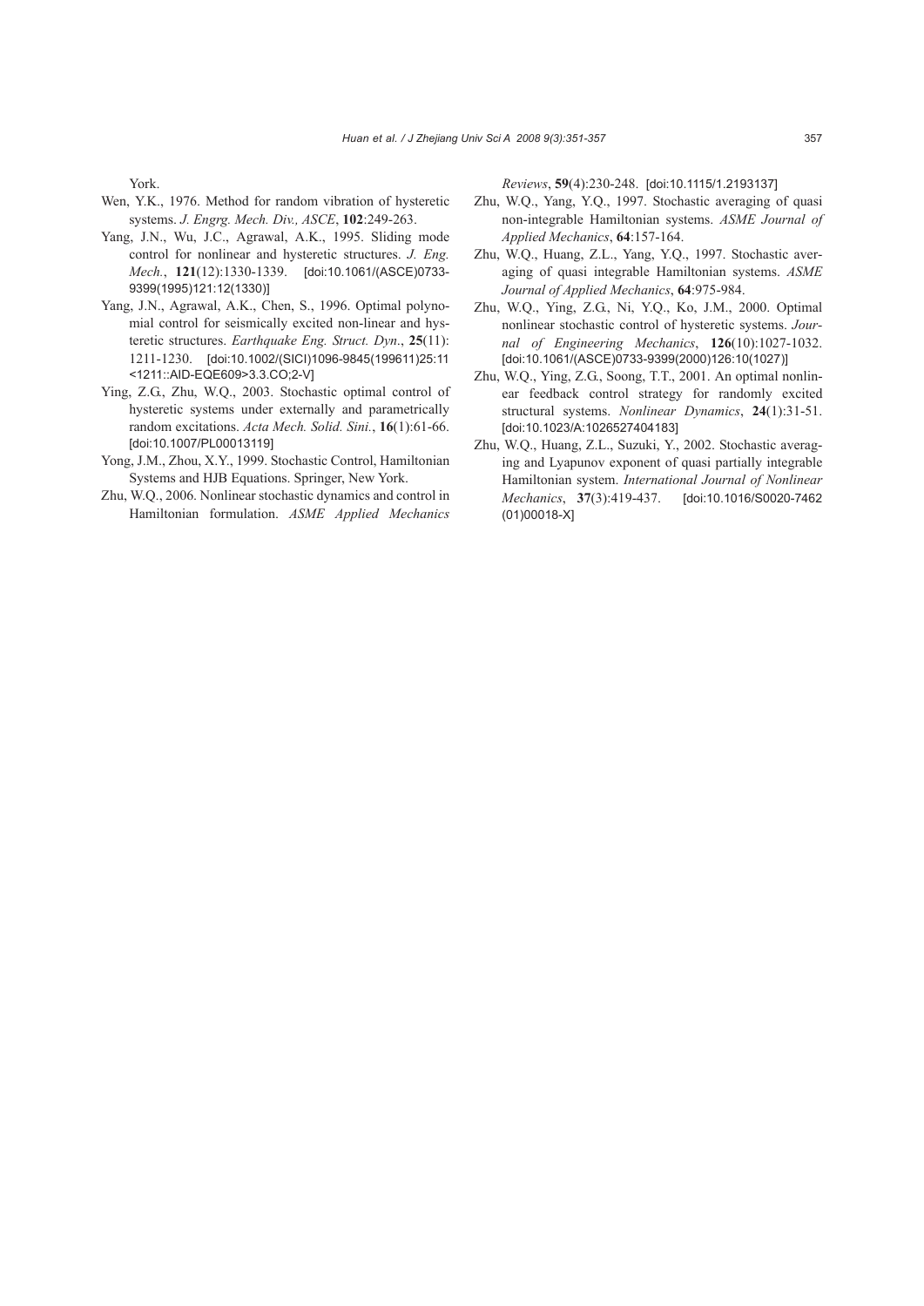York.

Wen, Y.K., 1976. Method for random vibration of hysteretic systems. *J. Engrg. Mech. Div., ASCE*, **102**:249-263.

Yang, J.N., Wu, J.C., Agrawal, A.K., 1995. Sliding mode control for nonlinear and hysteretic structures. *J. Eng. Mech.*, **121**(12):1330-1339. [doi:10.1061/(ASCE)0733-9399(1995)121:12(1330)]

Yang, J.N., Agrawal, A.K., Chen, S., 1996. Optimal polynomial control for seismically excited non-linear and hysteretic structures. *Earthquake Eng. Struct. Dyn.*, **25**(11):1211-1230. [doi:10.1002/(SICI)1096-9845(199611)25:11<1211::AID-EQE609>3.3.CO;2-V]

Ying, Z.G., Zhu, W.Q., 2003. Stochastic optimal control of hysteretic systems under externally and parametrically random excitations. *Acta Mech. Solid. Sini.*, **16**(1):61-66. [doi:10.1007/PL00013119]

Yong, J.M., Zhou, X.Y., 1999. Stochastic Control, Hamiltonian Systems and HJB Equations. Springer, New York.

Zhu, W.Q., 2006. Nonlinear stochastic dynamics and control in Hamiltonian formulation. *ASME Applied Mechanics Reviews*, **59**(4):230-248. [doi:10.1115/1.2193137]

Zhu, W.Q., Yang, Y.Q., 1997. Stochastic averaging of quasi non-integrable Hamiltonian systems. *ASME Journal of Applied Mechanics*, **64**:157-164.

Zhu, W.Q., Huang, Z.L., Yang, Y.Q., 1997. Stochastic averaging of quasi integrable Hamiltonian systems. *ASME Journal of Applied Mechanics*, **64**:975-984.

Zhu, W.Q., Ying, Z.G., Ni, Y.Q., Ko, J.M., 2000. Optimal nonlinear stochastic control of hysteretic systems. *Journal of Engineering Mechanics*, **126**(10):1027-1032. [doi:10.1061/(ASCE)0733-9399(2000)126:10(1027)]

Zhu, W.Q., Ying, Z.G., Soong, T.T., 2001. An optimal nonlinear feedback control strategy for randomly excited structural systems. *Nonlinear Dynamics*, **24**(1):31-51. [doi:10.1023/A:1026527404183]

Zhu, W.Q., Huang, Z.L., Suzuki, Y., 2002. Stochastic averaging and Lyapunov exponent of quasi partially integrable Hamiltonian system. *International Journal of Nonlinear Mechanics*, **37**(3):419-437. [doi:10.1016/S0020-7462(01)00018-X]